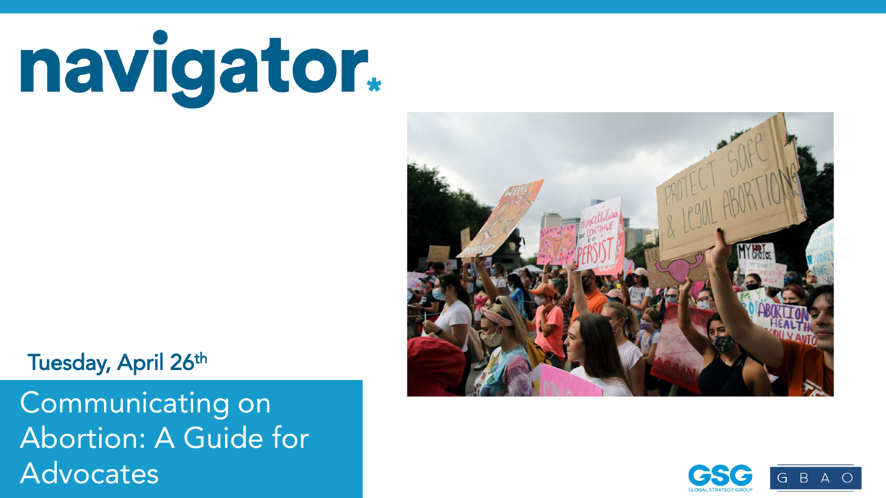# navigator.

Tuesday, April 26th

## Communicating on Abortion: A Guide for Advocates

GSG GLOBAL STRATEGY GROUP

GBAO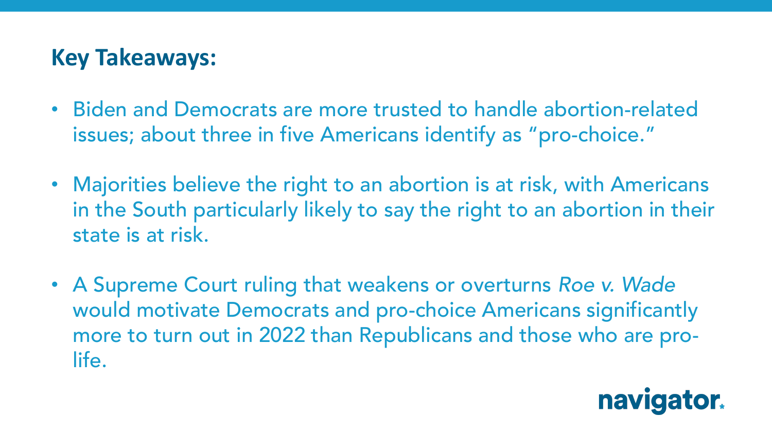## Key Takeaways:

- Biden and Democrats are more trusted to handle abortion-related issues; about three in five Americans identify as "pro-choice."
- Majorities believe the right to an abortion is at risk, with Americans in the South particularly likely to say the right to an abortion in their state is at risk.
- A Supreme Court ruling that weakens or overturns *Roe v. Wade* would motivate Democrats and pro-choice Americans significantly more to turn out in 2022 than Republicans and those who are pro-life.

navigator.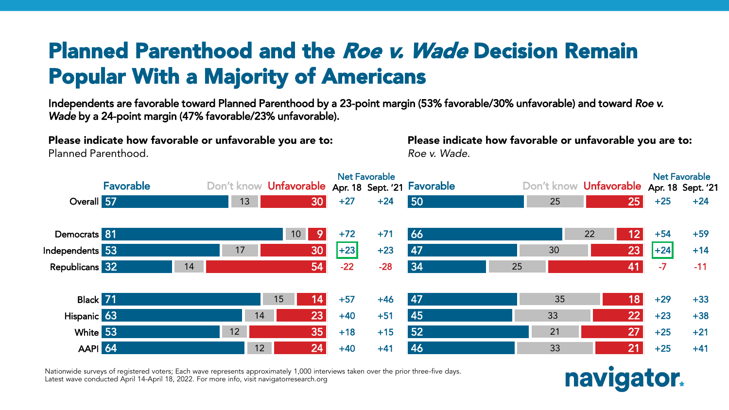# Planned Parenthood and the *Roe v. Wade* Decision Remain Popular With a Majority of Americans

**Independents are favorable toward Planned Parenthood by a 23-point margin (53% favorable/30% unfavorable) and toward *Roe v. Wade* by a 24-point margin (47% favorable/23% unfavorable).**

**Please indicate how favorable or unfavorable you are to:** Planned Parenthood.

| | Favorable | Don't know | Unfavorable | Net Favorable Apr. 18 | Net Favorable Sept. '21 |
|---|---|---|---|---|---|
| Overall | 57 | 13 | 30 | +27 | +24 |
| Democrats | 81 | 10 | 9 | +72 | +71 |
| Independents | 53 | 17 | 30 | +23 | +23 |
| Republicans | 32 | 14 | 54 | -22 | -28 |
| Black | 71 | 15 | 14 | +57 | +46 |
| Hispanic | 63 | 14 | 23 | +40 | +51 |
| White | 53 | 12 | 35 | +18 | +15 |
| AAPI | 64 | 12 | 24 | +40 | +41 |

**Please indicate how favorable or unfavorable you are to:** *Roe v. Wade.*

| | Favorable | Don't know | Unfavorable | Net Favorable Apr. 18 | Net Favorable Sept. '21 |
|---|---|---|---|---|---|
| Overall | 50 | 25 | 25 | +25 | +24 |
| Democrats | 66 | 22 | 12 | +54 | +59 |
| Independents | 47 | 30 | 23 | +24 | +14 |
| Republicans | 34 | 25 | 41 | -7 | -11 |
| Black | 47 | 35 | 18 | +29 | +33 |
| Hispanic | 45 | 33 | 22 | +23 | +38 |
| White | 52 | 21 | 27 | +25 | +21 |
| AAPI | 46 | 33 | 21 | +25 | +41 |

Nationwide surveys of registered voters; Each wave represents approximately 1,000 interviews taken over the prior three-five days. Latest wave conducted April 14-April 18, 2022. For more info, visit navigatorresearch.org

navigator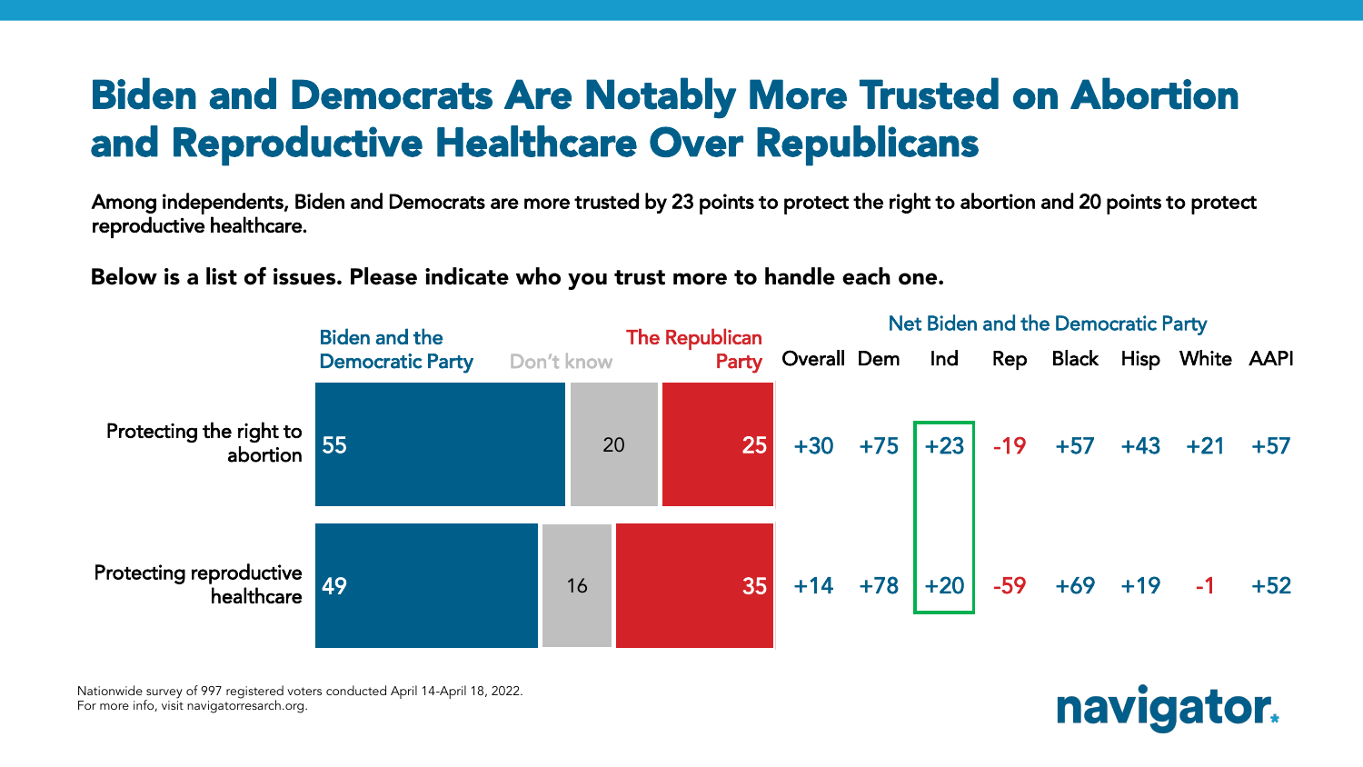# Biden and Democrats Are Notably More Trusted on Abortion and Reproductive Healthcare Over Republicans

**Among independents, Biden and Democrats are more trusted by 23 points to protect the right to abortion and 20 points to protect reproductive healthcare.**

**Below is a list of issues. Please indicate who you trust more to handle each one.**

| | Biden and the Democratic Party | Don't know | The Republican Party | Net Biden and the Democratic Party: Overall | Dem | Ind | Rep | Black | Hisp | White | AAPI |
|---|---|---|---|---|---|---|---|---|---|---|---|
| Protecting the right to abortion | 55 | 20 | 25 | +30 | +75 | +23 | -19 | +57 | +43 | +21 | +57 |
| Protecting reproductive healthcare | 49 | 16 | 35 | +14 | +78 | +20 | -59 | +69 | +19 | -1 | +52 |

Nationwide survey of 997 registered voters conducted April 14-April 18, 2022.
For more info, visit navigatorresarch.org.

navigator.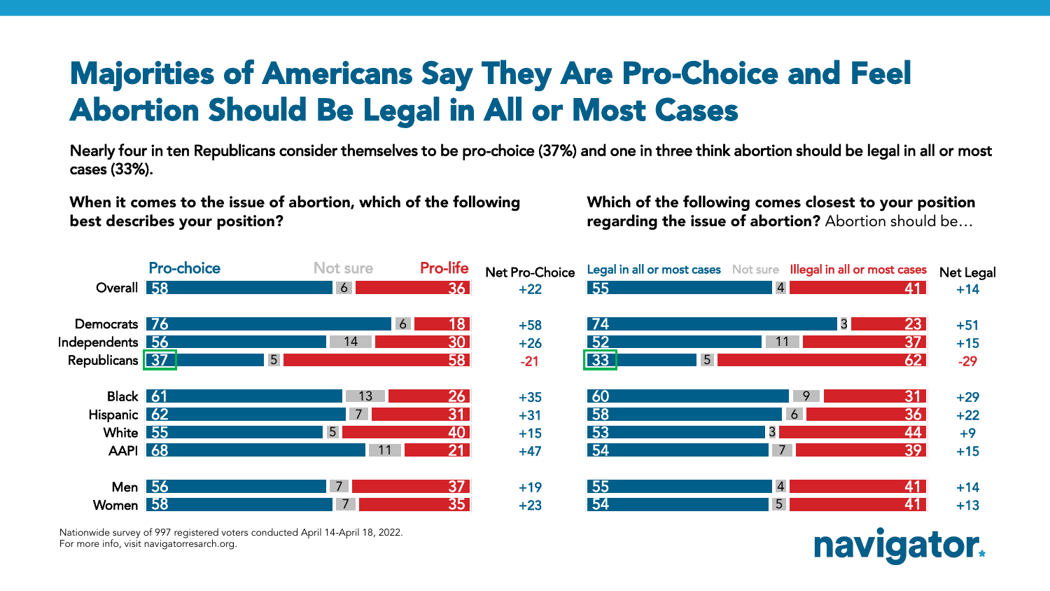# Majorities of Americans Say They Are Pro-Choice and Feel Abortion Should Be Legal in All or Most Cases

Nearly four in ten Republicans consider themselves to be pro-choice (37%) and one in three think abortion should be legal in all or most cases (33%).

**When it comes to the issue of abortion, which of the following best describes your position?**

| | Pro-choice | Not sure | Pro-life | Net Pro-Choice |
|---|---|---|---|---|
| Overall | 58 | 6 | 36 | +22 |
| Democrats | 76 | 6 | 18 | +58 |
| Independents | 56 | 14 | 30 | +26 |
| Republicans | 37 | 5 | 58 | -21 |
| Black | 61 | 13 | 26 | +35 |
| Hispanic | 62 | 7 | 31 | +31 |
| White | 55 | 5 | 40 | +15 |
| AAPI | 68 | 11 | 21 | +47 |
| Men | 56 | 7 | 37 | +19 |
| Women | 58 | 7 | 35 | +23 |

**Which of the following comes closest to your position regarding the issue of abortion?** Abortion should be…

| | Legal in all or most cases | Not sure | Illegal in all or most cases | Net Legal |
|---|---|---|---|---|
| Overall | 55 | 4 | 41 | +14 |
| Democrats | 74 | 3 | 23 | +51 |
| Independents | 52 | 11 | 37 | +15 |
| Republicans | 33 | 5 | 62 | -29 |
| Black | 60 | 9 | 31 | +29 |
| Hispanic | 58 | 6 | 36 | +22 |
| White | 53 | 3 | 44 | +9 |
| AAPI | 54 | 7 | 39 | +15 |
| Men | 55 | 4 | 41 | +14 |
| Women | 54 | 5 | 41 | +13 |

Nationwide survey of 997 registered voters conducted April 14-April 18, 2022.
For more info, visit navigatorresearch.org.

navigator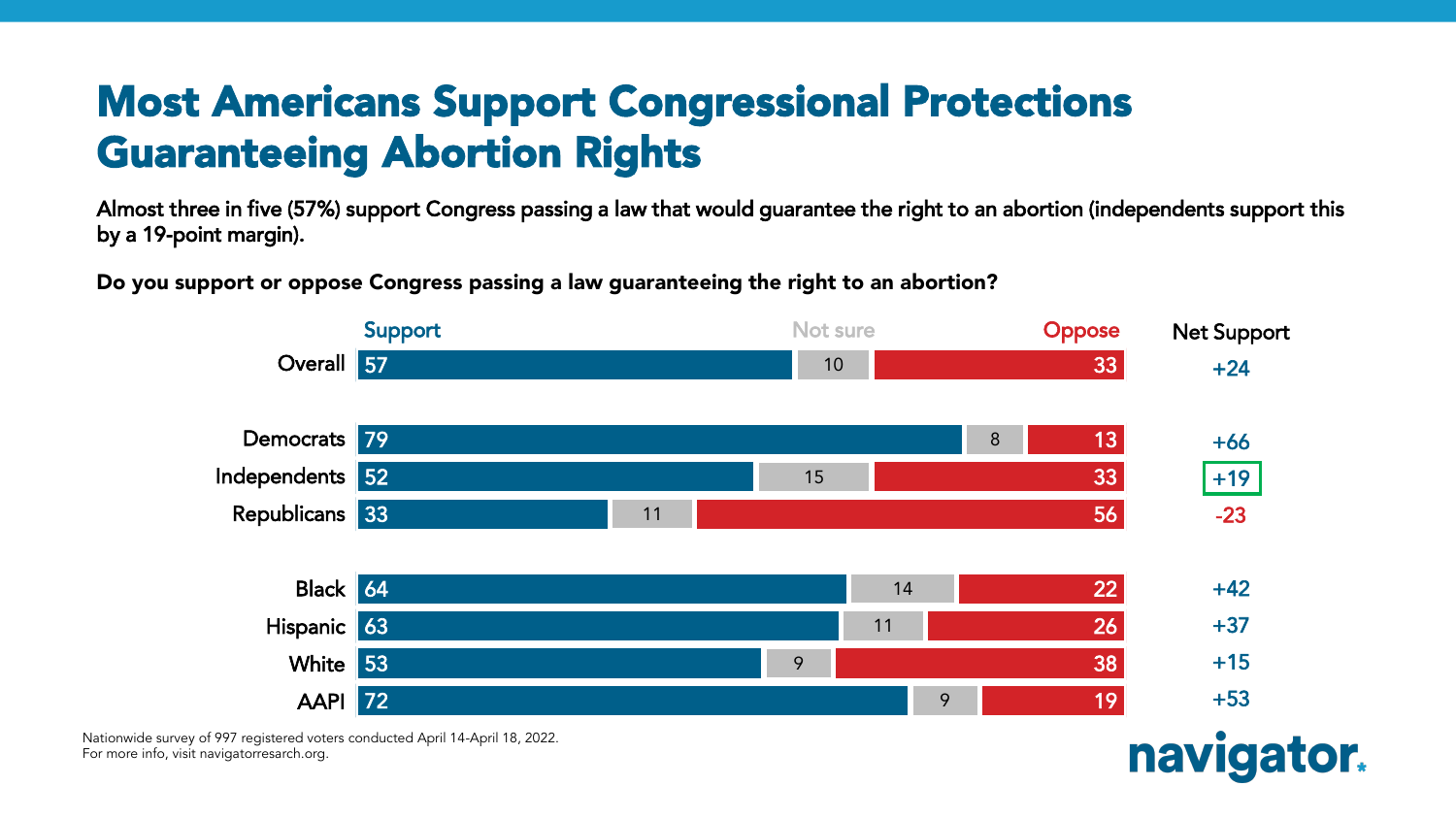# Most Americans Support Congressional Protections Guaranteeing Abortion Rights

Almost three in five (57%) support Congress passing a law that would guarantee the right to an abortion (independents support this by a 19-point margin).

**Do you support or oppose Congress passing a law guaranteeing the right to an abortion?**

| | Support | Not sure | Oppose | Net Support |
|---|---|---|---|---|
| Overall | 57 | 10 | 33 | +24 |
| Democrats | 79 | 8 | 13 | +66 |
| Independents | 52 | 15 | 33 | +19 |
| Republicans | 33 | 11 | 56 | -23 |
| Black | 64 | 14 | 22 | +42 |
| Hispanic | 63 | 11 | 26 | +37 |
| White | 53 | 9 | 38 | +15 |
| AAPI | 72 | 9 | 19 | +53 |

Nationwide survey of 997 registered voters conducted April 14-April 18, 2022.
For more info, visit navigatorresearch.org.

navigator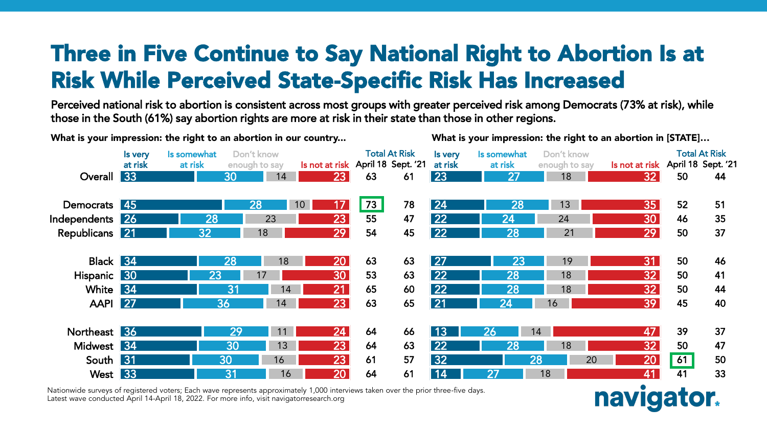# Three in Five Continue to Say National Right to Abortion Is at Risk While Perceived State-Specific Risk Has Increased

**Perceived national risk to abortion is consistent across most groups with greater perceived risk among Democrats (73% at risk), while those in the South (61%) say abortion rights are more at risk in their state than those in other regions.**

**What is your impression: the right to an abortion in our country...**

| | Is very at risk | Is somewhat at risk | Don't know enough to say | Is not at risk | Total At Risk April 18 | Total At Risk Sept. '21 |
|---|---|---|---|---|---|---|
| Overall | 33 | 30 | 14 | 23 | 63 | 61 |
| Democrats | 45 | 28 | 10 | 17 | 73 | 78 |
| Independents | 26 | 28 | 23 | 23 | 55 | 47 |
| Republicans | 21 | 32 | 18 | 29 | 54 | 45 |
| Black | 34 | 28 | 18 | 20 | 63 | 63 |
| Hispanic | 30 | 23 | 17 | 30 | 53 | 63 |
| White | 34 | 31 | 14 | 21 | 65 | 60 |
| AAPI | 27 | 36 | 14 | 23 | 63 | 65 |
| Northeast | 36 | 29 | 11 | 24 | 64 | 66 |
| Midwest | 34 | 30 | 13 | 23 | 64 | 63 |
| South | 31 | 30 | 16 | 23 | 61 | 57 |
| West | 33 | 31 | 16 | 20 | 64 | 61 |

**What is your impression: the right to an abortion in [STATE]...**

| | Is very at risk | Is somewhat at risk | Don't know enough to say | Is not at risk | Total At Risk April 18 | Total At Risk Sept. '21 |
|---|---|---|---|---|---|---|
| Overall | 23 | 27 | 18 | 32 | 50 | 44 |
| Democrats | 24 | 28 | 13 | 35 | 52 | 51 |
| Independents | 22 | 24 | 24 | 30 | 46 | 35 |
| Republicans | 22 | 28 | 21 | 29 | 50 | 37 |
| Black | 27 | 23 | 19 | 31 | 50 | 46 |
| Hispanic | 22 | 28 | 18 | 32 | 50 | 41 |
| White | 22 | 28 | 18 | 32 | 50 | 44 |
| AAPI | 21 | 24 | 16 | 39 | 45 | 40 |
| Northeast | 13 | 26 | 14 | 47 | 39 | 37 |
| Midwest | 22 | 28 | 18 | 32 | 50 | 47 |
| South | 32 | 28 | 20 | 20 | 61 | 50 |
| West | 14 | 27 | 18 | 41 | 41 | 33 |

Nationwide surveys of registered voters; Each wave represents approximately 1,000 interviews taken over the prior three-five days.
Latest wave conducted April 14-April 18, 2022. For more info, visit navigatorresearch.org

navigator.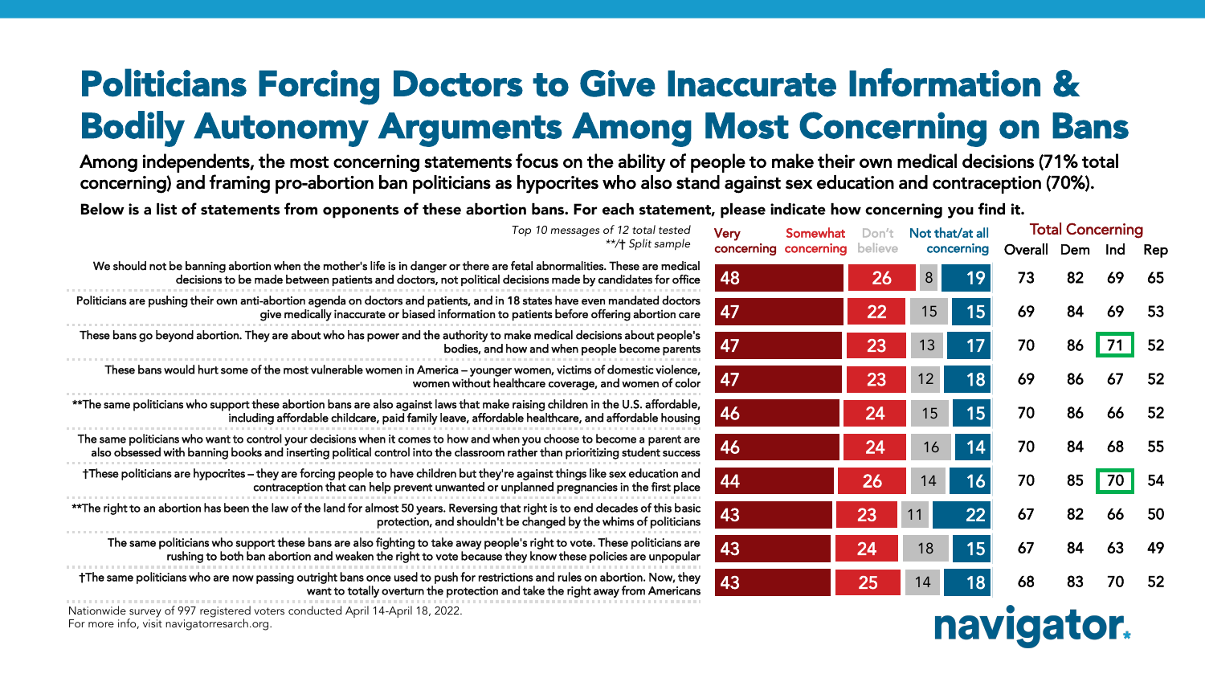# Politicians Forcing Doctors to Give Inaccurate Information & Bodily Autonomy Arguments Among Most Concerning on Bans

**Among independents, the most concerning statements focus on the ability of people to make their own medical decisions (71% total concerning) and framing pro-abortion ban politicians as hypocrites who also stand against sex education and contraception (70%).**

**Below is a list of statements from opponents of these abortion bans. For each statement, please indicate how concerning you find it.**

*Top 10 messages of 12 total tested*
***/† Split sample*

| Statement | Very concerning | Somewhat concerning | Don't believe | Not that/at all concerning | Total Concerning Overall | Dem | Ind | Rep |
|---|---|---|---|---|---|---|---|---|
| We should not be banning abortion when the mother's life is in danger or there are fetal abnormalities. These are medical decisions to be made between patients and doctors, not political decisions made by candidates for office | 48 | 26 | 8 | 19 | 73 | 82 | 69 | 65 |
| Politicians are pushing their own anti-abortion agenda on doctors and patients, and in 18 states have even mandated doctors give medically inaccurate or biased information to patients before offering abortion care | 47 | 22 | 15 | 15 | 69 | 84 | 69 | 53 |
| These bans go beyond abortion. They are about who has power and the authority to make medical decisions about people's bodies, and how and when people become parents | 47 | 23 | 13 | 17 | 70 | 86 | 71 | 52 |
| These bans would hurt some of the most vulnerable women in America – younger women, victims of domestic violence, women without healthcare coverage, and women of color | 47 | 23 | 12 | 18 | 69 | 86 | 67 | 52 |
| **The same politicians who support these abortion bans are also against laws that make raising children in the U.S. affordable, including affordable childcare, paid family leave, affordable healthcare, and affordable housing | 46 | 24 | 15 | 15 | 70 | 86 | 66 | 52 |
| The same politicians who want to control your decisions when it comes to how and when you choose to become a parent are also obsessed with banning books and inserting political control into the classroom rather than prioritizing student success | 46 | 24 | 16 | 14 | 70 | 84 | 68 | 55 |
| †These politicians are hypocrites – they are forcing people to have children but they're against things like sex education and contraception that can help prevent unwanted or unplanned pregnancies in the first place | 44 | 26 | 14 | 16 | 70 | 85 | 70 | 54 |
| **The right to an abortion has been the law of the land for almost 50 years. Reversing that right is to end decades of this basic protection, and shouldn't be changed by the whims of politicians | 43 | 23 | 11 | 22 | 67 | 82 | 66 | 50 |
| The same politicians who support these bans are also fighting to take away people's right to vote. These politicians are rushing to both ban abortion and weaken the right to vote because they know these policies are unpopular | 43 | 24 | 18 | 15 | 67 | 84 | 63 | 49 |
| †The same politicians who are now passing outright bans once used to push for restrictions and rules on abortion. Now, they want to totally overturn the protection and take the right away from Americans | 43 | 25 | 14 | 18 | 68 | 83 | 70 | 52 |

Nationwide survey of 997 registered voters conducted April 14-April 18, 2022.
For more info, visit navigatorresarch.org.

navigator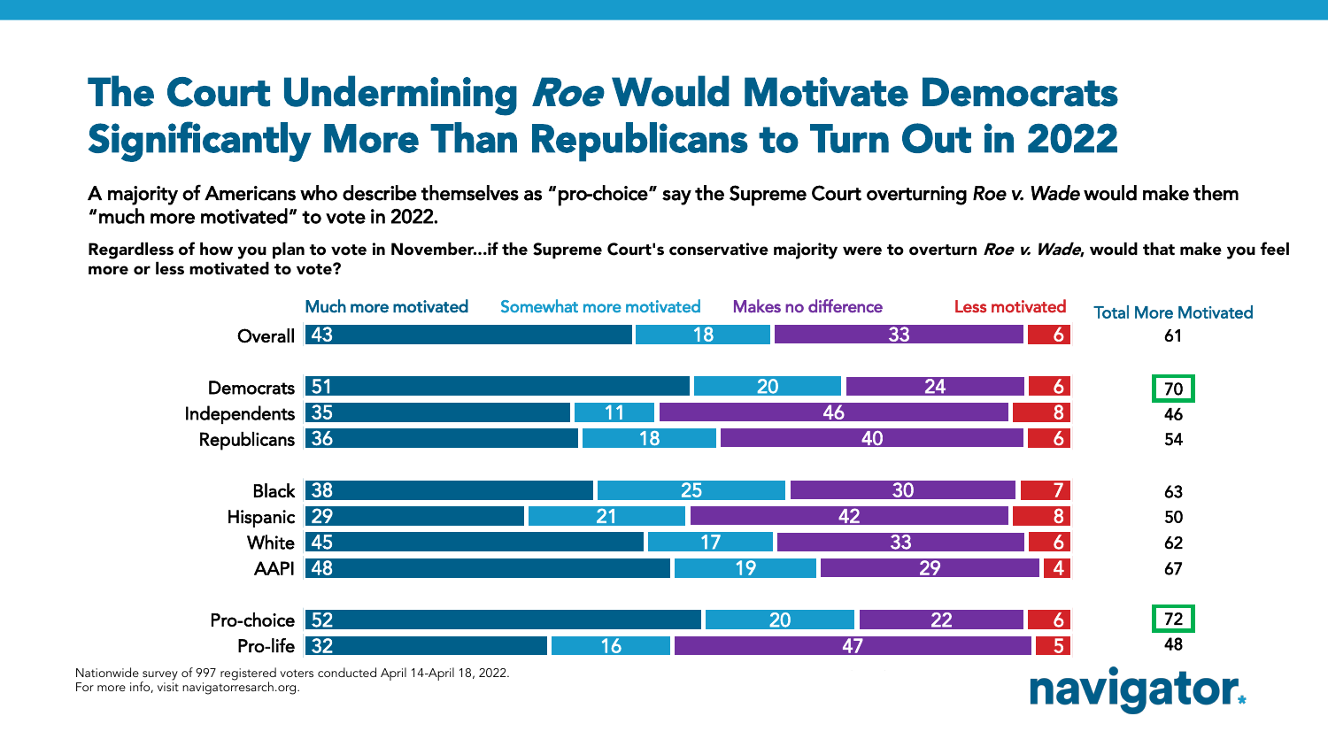# The Court Undermining *Roe* Would Motivate Democrats Significantly More Than Republicans to Turn Out in 2022

A majority of Americans who describe themselves as "pro-choice" say the Supreme Court overturning *Roe v. Wade* would make them "much more motivated" to vote in 2022.

**Regardless of how you plan to vote in November…if the Supreme Court's conservative majority were to overturn *Roe v. Wade*, would that make you feel more or less motivated to vote?**

| | Much more motivated | Somewhat more motivated | Makes no difference | Less motivated | Total More Motivated |
|---|---|---|---|---|---|
| Overall | 43 | 18 | 33 | 6 | 61 |
| Democrats | 51 | 20 | 24 | 6 | 70 |
| Independents | 35 | 11 | 46 | 8 | 46 |
| Republicans | 36 | 18 | 40 | 6 | 54 |
| Black | 38 | 25 | 30 | 7 | 63 |
| Hispanic | 29 | 21 | 42 | 8 | 50 |
| White | 45 | 17 | 33 | 6 | 62 |
| AAPI | 48 | 19 | 29 | 4 | 67 |
| Pro-choice | 52 | 20 | 22 | 6 | 72 |
| Pro-life | 32 | 16 | 47 | 5 | 48 |

Nationwide survey of 997 registered voters conducted April 14-April 18, 2022.
For more info, visit navigatorresearch.org.

navigator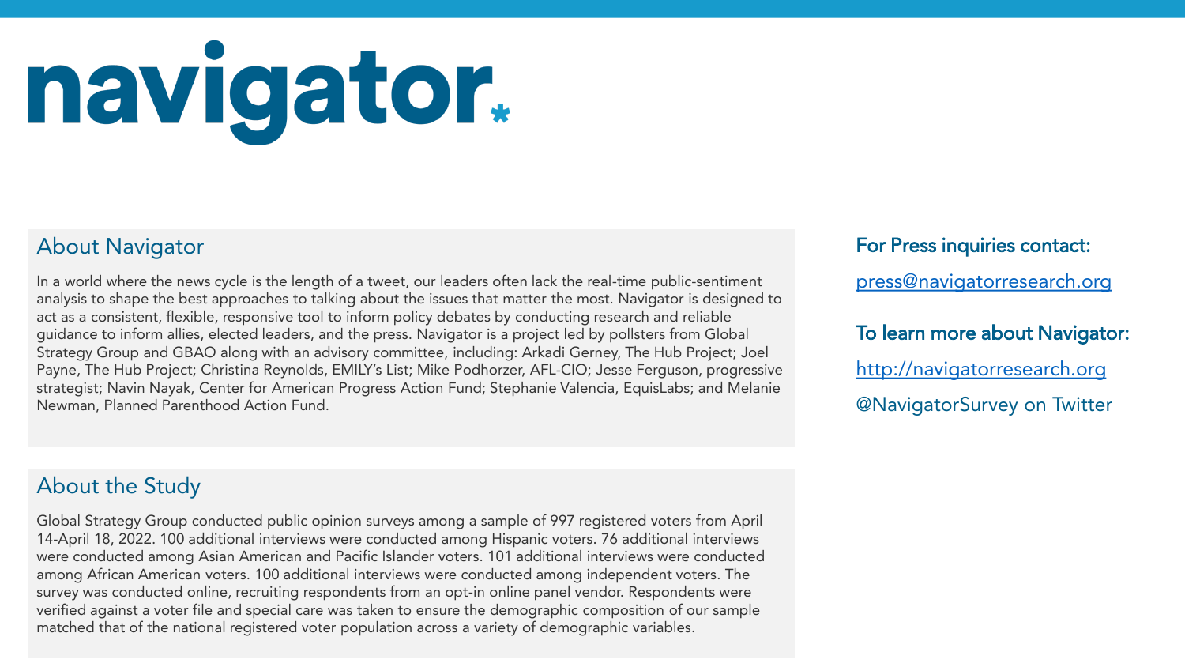# navigator.

## About Navigator

In a world where the news cycle is the length of a tweet, our leaders often lack the real-time public-sentiment analysis to shape the best approaches to talking about the issues that matter the most. Navigator is designed to act as a consistent, flexible, responsive tool to inform policy debates by conducting research and reliable guidance to inform allies, elected leaders, and the press. Navigator is a project led by pollsters from Global Strategy Group and GBAO along with an advisory committee, including: Arkadi Gerney, The Hub Project; Joel Payne, The Hub Project; Christina Reynolds, EMILY's List; Mike Podhorzer, AFL-CIO; Jesse Ferguson, progressive strategist; Navin Nayak, Center for American Progress Action Fund; Stephanie Valencia, EquisLabs; and Melanie Newman, Planned Parenthood Action Fund.

## About the Study

Global Strategy Group conducted public opinion surveys among a sample of 997 registered voters from April 14-April 18, 2022. 100 additional interviews were conducted among Hispanic voters. 76 additional interviews were conducted among Asian American and Pacific Islander voters. 101 additional interviews were conducted among African American voters. 100 additional interviews were conducted among independent voters. The survey was conducted online, recruiting respondents from an opt-in online panel vendor. Respondents were verified against a voter file and special care was taken to ensure the demographic composition of our sample matched that of the national registered voter population across a variety of demographic variables.

**For Press inquiries contact:**

press@navigatorresearch.org

**To learn more about Navigator:**

http://navigatorresearch.org

@NavigatorSurvey on Twitter